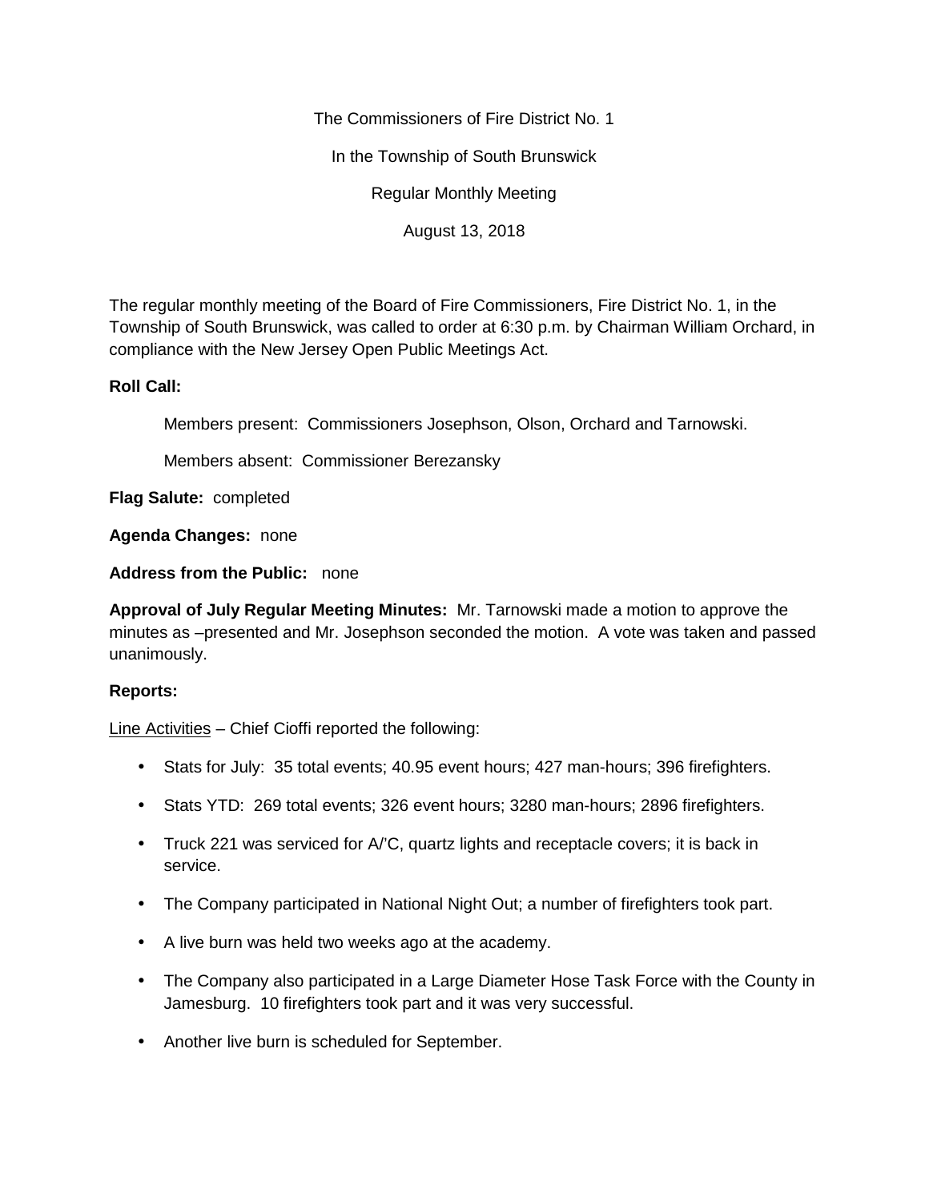The Commissioners of Fire District No. 1

In the Township of South Brunswick

Regular Monthly Meeting

August 13, 2018

The regular monthly meeting of the Board of Fire Commissioners, Fire District No. 1, in the Township of South Brunswick, was called to order at 6:30 p.m. by Chairman William Orchard, in compliance with the New Jersey Open Public Meetings Act.

**Roll Call:**

Members present: Commissioners Josephson, Olson, Orchard and Tarnowski.

Members absent: Commissioner Berezansky

**Flag Salute:** completed

**Agenda Changes:** none

**Address from the Public:** none

**Approval of July Regular Meeting Minutes:** Mr. Tarnowski made a motion to approve the minutes as –presented and Mr. Josephson seconded the motion. A vote was taken and passed unanimously.

**Reports:**

Line Activities – Chief Cioffi reported the following:

- Stats for July: 35 total events; 40.95 event hours; 427 man-hours; 396 firefighters.
- Stats YTD: 269 total events; 326 event hours; 3280 man-hours; 2896 firefighters.
- Truck 221 was serviced for A/'C, quartz lights and receptacle covers; it is back in service.
- The Company participated in National Night Out; a number of firefighters took part.
- A live burn was held two weeks ago at the academy.
- The Company also participated in a Large Diameter Hose Task Force with the County in Jamesburg. 10 firefighters took part and it was very successful.
- Another live burn is scheduled for September.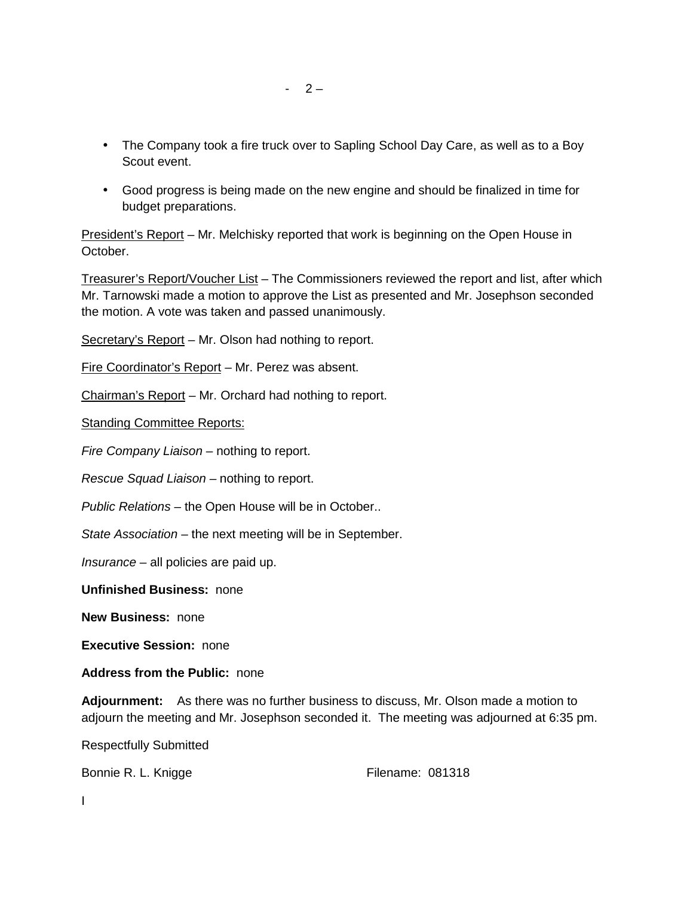- The Company took a fire truck over to Sapling School Day Care, as well as to a Boy Scout event.
- Good progress is being made on the new engine and should be finalized in time for budget preparations.

<u>President's Report</u> – Mr. Melchisky reported that work is beginning on the Open House in October.

<u>Treasurer's Report/Voucher List</u> – The Commissioners reviewed the report and list, after which Mr. Tarnowski made a motion to approve the List as presented and Mr. Josephson seconded the motion. A vote was taken and passed unanimously.

<u>Secretary's Report</u> – Mr. Olson had nothing to report.

<u>Fire Coordinator's Report</u> – Mr. Perez was absent.

<u>Chairman's Report</u> – Mr. Orchard had nothing to report.

<u>Standing Committee Reports:</u>

*Fire Company Liaison* – nothing to report.

*Rescue Squad Liaison* – nothing to report.

*Public Relations* – the Open House will be in October..

*State Association* – the next meeting will be in September.

*Insurance* – all policies are paid up.

**Unfinished Business:** none

**New Business:** none

**Executive Session:** none

**Address from the Public:** none

**Adjournment:** As there was no further business to discuss, Mr. Olson made a motion to adjourn the meeting and Mr. Josephson seconded it. The meeting was adjourned at 6:35 pm.

Respectfully Submitted

Bonnie R. L. Knigge Filename: 081318

I